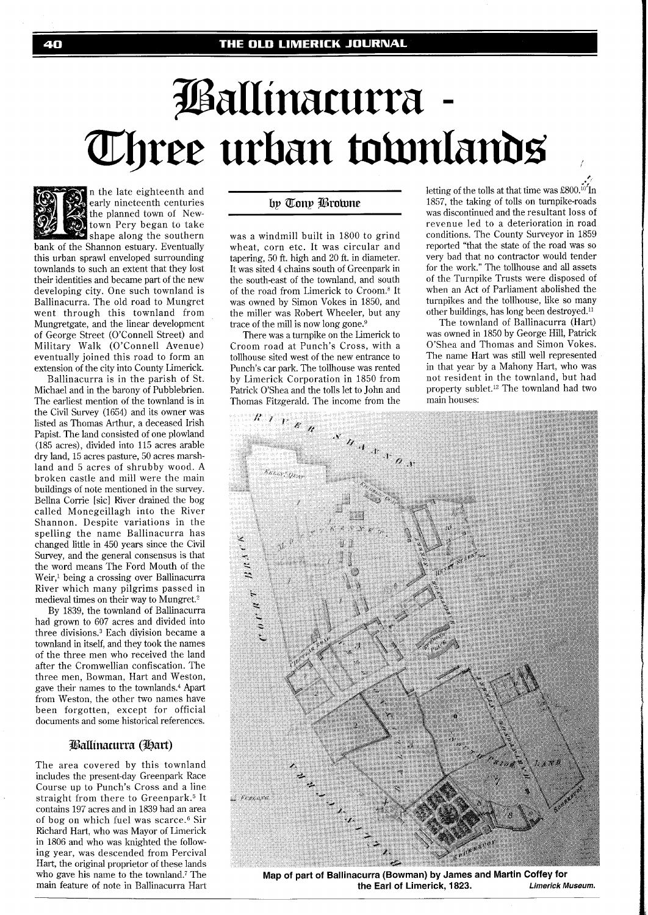# Ballinacurra - Three urban townlands

by Tony Browne

In the late eighteenth and early nineteenth centuries the planned town of Newtown Pery began to take shape along the southern bank of the Shannon estuary. Eventually this urban sprawl enveloped surrounding townlands to such an extent that they lost their identities and became part of the new developing city. One such townland is Ballinacurra. The old road to Mungret went through this townland from Mungretgate, and the linear development of George Street (O'Connell Street) and Military Walk (O'Connell Avenue) eventually joined this road to form an extension of the city into County Limerick.

Ballinacurra is in the parish of St. Michael and in the barony of Pubblebrien. The earliest mention of the townland is in the Civil Survey (1654) and its owner was listed as Thomas Arthur, a deceased Irish Papist. The land consisted of one plowland (185 acres), divided into 115 acres arable dry land, 15 acres pasture, 50 acres marshland and 5 acres of shrubby wood. A broken castle and mill were the main buildings of note mentioned in the survey. Bellna Corrie [sic] River drained the bog called Monegeillagh into the River Shannon. Despite variations in the spelling the name Ballinacurra has changed little in 450 years since the Civil Survey, and the general consensus is that the word means The Ford Mouth of the Weir,[1] being a crossing over Ballinacurra River which many pilgrims passed in medieval times on their way to Mungret.[2]

By 1839, the townland of Ballinacurra had grown to 607 acres and divided into three divisions.[3] Each division became a townland in itself, and they took the names of the three men who received the land after the Cromwellian confiscation. The three men, Bowman, Hart and Weston, gave their names to the townlands.[4] Apart from Weston, the other two names have been forgotten, except for official documents and some historical references.

## Ballinacurra (Hart)

The area covered by this townland includes the present-day Greenpark Race Course up to Punch's Cross and a line straight from there to Greenpark.[5] It contains 197 acres and in 1839 had an area of bog on which fuel was scarce.[6] Sir Richard Hart, who was Mayor of Limerick in 1806 and who was knighted the following year, was descended from Percival Hart, the original proprietor of these lands who gave his name to the townland.[7] The main feature of note in Ballinacurra Hart was a windmill built in 1800 to grind wheat, corn etc. It was circular and tapering, 50 ft. high and 20 ft. in diameter. It was sited 4 chains south of Greenpark in the south-east of the townland, and south of the road from Limerick to Croom.[8] It was owned by Simon Vokes in 1850, and the miller was Robert Wheeler, but any trace of the mill is now long gone.[9]

There was a turnpike on the Limerick to Croom road at Punch's Cross, with a tollhouse sited west of the new entrance to Punch's car park. The tollhouse was rented by Limerick Corporation in 1850 from Patrick O'Shea and the tolls let to John and Thomas Fitzgerald. The income from the letting of the tolls at that time was £800.[10] In 1857, the taking of tolls on turnpike-roads was discontinued and the resultant loss of revenue led to a deterioration in road conditions. The County Surveyor in 1859 reported "that the state of the road was so very bad that no contractor would tender for the work." The tollhouse and all assets of the Turnpike Trusts were disposed of when an Act of Parliament abolished the turnpikes and the tollhouse, like so many other buildings, has long been destroyed.[11]

The townland of Ballinacurra (Hart) was owned in 1850 by George Hill, Patrick O'Shea and Thomas and Simon Vokes. The name Hart was still well represented in that year by a Mahony Hart, who was not resident in the townland, but had property sublet.[12] The townland had two main houses:

**Map of part of Ballinacurra (Bowman) by James and Martin Coffey for the Earl of Limerick, 1823.** *Limerick Museum.*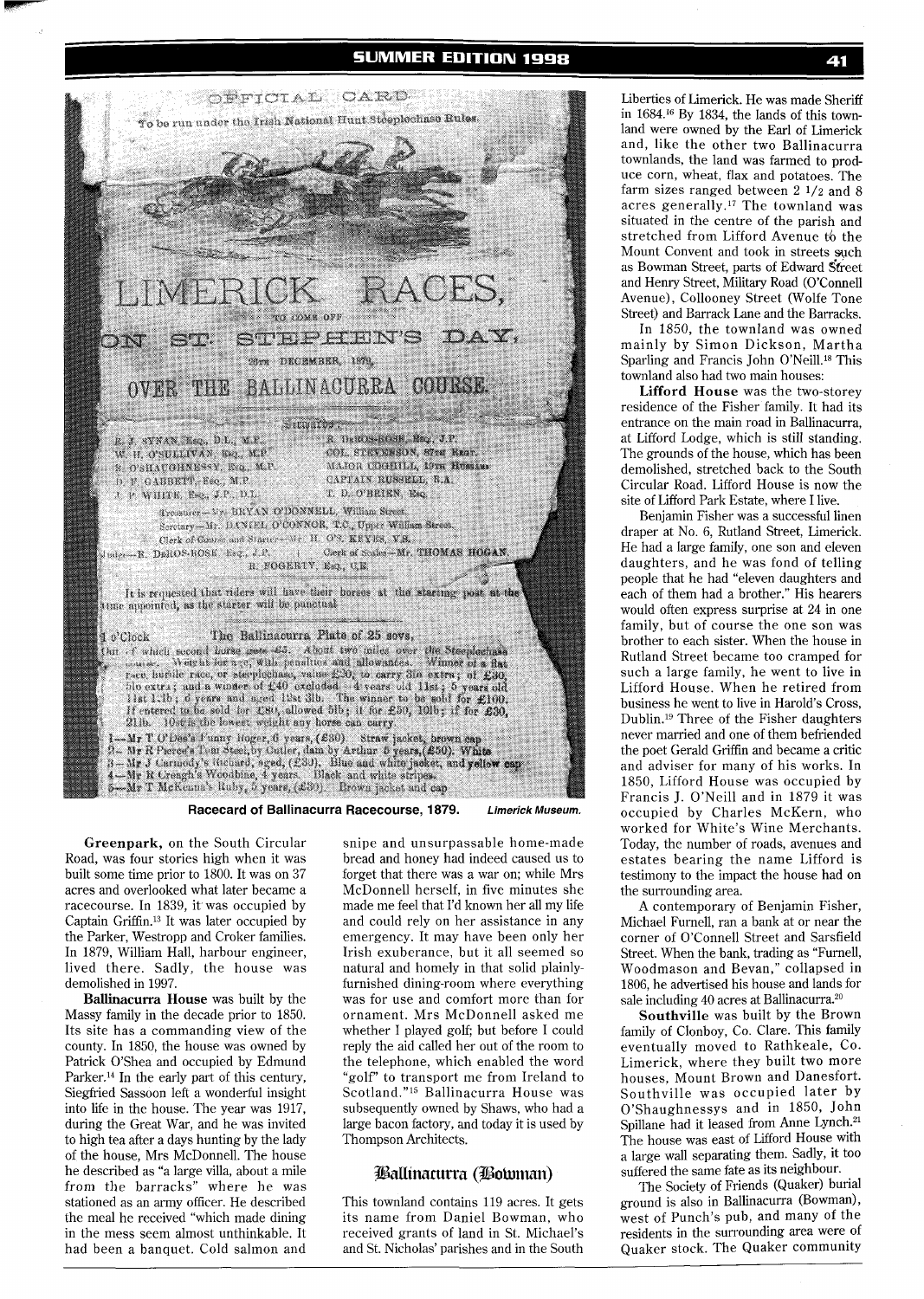OFFICIAL CARD

To be run under the Irish National Hunt Steeplechase Rules.

LIMERICK RACES,

TO COME OFF

ON ST. STEPHEN'S DAY,

26TH DECEMBER, 1879,

OVER THE BALLINACURRA COURSE.

Stewards

R. J. SYNAN, Esq., D.L., M.P. | R. DeROS-ROSE, Esq., J.P.
W. H. O'SULLIVAN, Esq., M.P. | COL. STEVENSON, 87TH REGT.
E. O'SHAUGHNESSY, Esq., M.P. | MAJOR COGHILL, 19TH HUSSARS
D. F. GABBETT, Esq., M.P. | CAPTAIN RUSSELL, R.A.
J. P. WHITE, Esq., J.P., D.L. | T. D. O'BRIEN, Esq.

Treasurer—Mr. BRYAN O'DONNELL, William Street.
Secretary—Mr. DANIEL O'CONNOR, T.C., Upper William Street.
Clerk of Course and Starter—Mr. H. O'S. KEYES, V.S.
Judge—R. DeROS-ROSE, Esq., J.P. | Clerk of Scales—Mr. THOMAS HOGAN.
R. FOGERTY, Esq., C.E.

It is requested that riders will have their horses at the starting post at the time appointed, as the starter will be punctual.

1 o'Clock — The Ballinacurra Plate of 25 sovs,

Out of which second horse gets £5. About two miles over the Steeplechase course. Weight for age, with penalties and allowances. Winner of a flat race, hurdle race, or steeplechase, value £20, to carry 3lb extra; of £30, 5lb extra; and a winner of £40 excluded. 4 years old 11st; 5 years old 11st 11lb; 6 years and aged 12st 3lb. The winner to be sold for £100. If entered to be sold for £80, allowed 5lb; if for £50, 10lb; if for £30, 21lb. 10st is the lowest weight any horse can carry.

1—Mr T O'Dea's Funny Roger, 6 years, (£30). Straw jacket, brown cap
2—Mr R Pierce's Tom Steel, by Cutler, dam by Arthur 5 years, (£50). White
3—Mr J Carmody's Richard, aged, (£30). Blue and white jacket, and yellow cap
4—Mr R Creagh's Woodbine, 4 years. Black and white stripes.
5—Mr T McKenna's Ruby, 5 years, (£30). Brown jacket and cap

**Racecard of Ballinacurra Racecourse, 1879.** *Limerick Museum.*

**Greenpark**, on the South Circular Road, was four stories high when it was built some time prior to 1800. It was on 37 acres and overlooked what later became a racecourse. In 1839, it was occupied by Captain Griffin.[13] It was later occupied by the Parker, Westropp and Croker families. In 1879, William Hall, harbour engineer, lived there. Sadly, the house was demolished in 1997.

**Ballinacurra House** was built by the Massy family in the decade prior to 1850. Its site has a commanding view of the county. In 1850, the house was owned by Patrick O'Shea and occupied by Edmund Parker.[14] In the early part of this century, Siegfried Sassoon left a wonderful insight into life in the house. The year was 1917, during the Great War, and he was invited to high tea after a days hunting by the lady of the house, Mrs McDonnell. The house he described as "a large villa, about a mile from the barracks" where he was stationed as an army officer. He described the meal he received "which made dining in the mess seem almost unthinkable. It had been a banquet. Cold salmon and snipe and unsurpassable home-made bread and honey had indeed caused us to forget that there was a war on; while Mrs McDonnell herself, in five minutes she made me feel that I'd known her all my life and could rely on her assistance in any emergency. It may have been only her Irish exuberance, but it all seemed so natural and homely in that solid plainly-furnished dining-room where everything was for use and comfort more than for ornament. Mrs McDonnell asked me whether I played golf; but before I could reply the aid called her out of the room to the telephone, which enabled the word "golf" to transport me from Ireland to Scotland."[15] Ballinacurra House was subsequently owned by Shaws, who had a large bacon factory, and today it is used by Thompson Architects.

## Ballinacurra (Bowman)

This townland contains 119 acres. It gets its name from Daniel Bowman, who received grants of land in St. Michael's and St. Nicholas' parishes and in the South Liberties of Limerick. He was made Sheriff in 1684.[16] By 1834, the lands of this townland were owned by the Earl of Limerick and, like the other two Ballinacurra townlands, the land was farmed to produce corn, wheat, flax and potatoes. The farm sizes ranged between 2 1/2 and 8 acres generally.[17] The townland was situated in the centre of the parish and stretched from Lifford Avenue to the Mount Convent and took in streets such as Bowman Street, parts of Edward Street and Henry Street, Military Road (O'Connell Avenue), Collooney Street (Wolfe Tone Street) and Barrack Lane and the Barracks.

In 1850, the townland was owned mainly by Simon Dickson, Martha Sparling and Francis John O'Neill.[18] This townland also had two main houses:

**Lifford House** was the two-storey residence of the Fisher family. It had its entrance on the main road in Ballinacurra, at Lifford Lodge, which is still standing. The grounds of the house, which has been demolished, stretched back to the South Circular Road. Lifford House is now the site of Lifford Park Estate, where I live.

Benjamin Fisher was a successful linen draper at No. 6, Rutland Street, Limerick. He had a large family, one son and eleven daughters, and he was fond of telling people that he had "eleven daughters and each of them had a brother." His hearers would often express surprise at 24 in one family, but of course the one son was brother to each sister. When the house in Rutland Street became too cramped for such a large family, he went to live in Lifford House. When he retired from business he went to live in Harold's Cross, Dublin.[19] Three of the Fisher daughters never married and one of them befriended the poet Gerald Griffin and became a critic and adviser for many of his works. In 1850, Lifford House was occupied by Francis J. O'Neill and in 1879 it was occupied by Charles McKern, who worked for White's Wine Merchants. Today, the number of roads, avenues and estates bearing the name Lifford is testimony to the impact the house had on the surrounding area.

A contemporary of Benjamin Fisher, Michael Furnell, ran a bank at or near the corner of O'Connell Street and Sarsfield Street. When the bank, trading as "Furnell, Woodmason and Bevan," collapsed in 1806, he advertised his house and lands for sale including 40 acres at Ballinacurra.[20]

**Southville** was built by the Brown family of Clonboy, Co. Clare. This family eventually moved to Rathkeale, Co. Limerick, where they built two more houses, Mount Brown and Danesfort. Southville was occupied later by O'Shaughnessys and in 1850, John Spillane had it leased from Anne Lynch.[21] The house was east of Lifford House with a large wall separating them. Sadly, it too suffered the same fate as its neighbour.

The Society of Friends (Quaker) burial ground is also in Ballinacurra (Bowman), west of Punch's pub, and many of the residents in the surrounding area were of Quaker stock. The Quaker community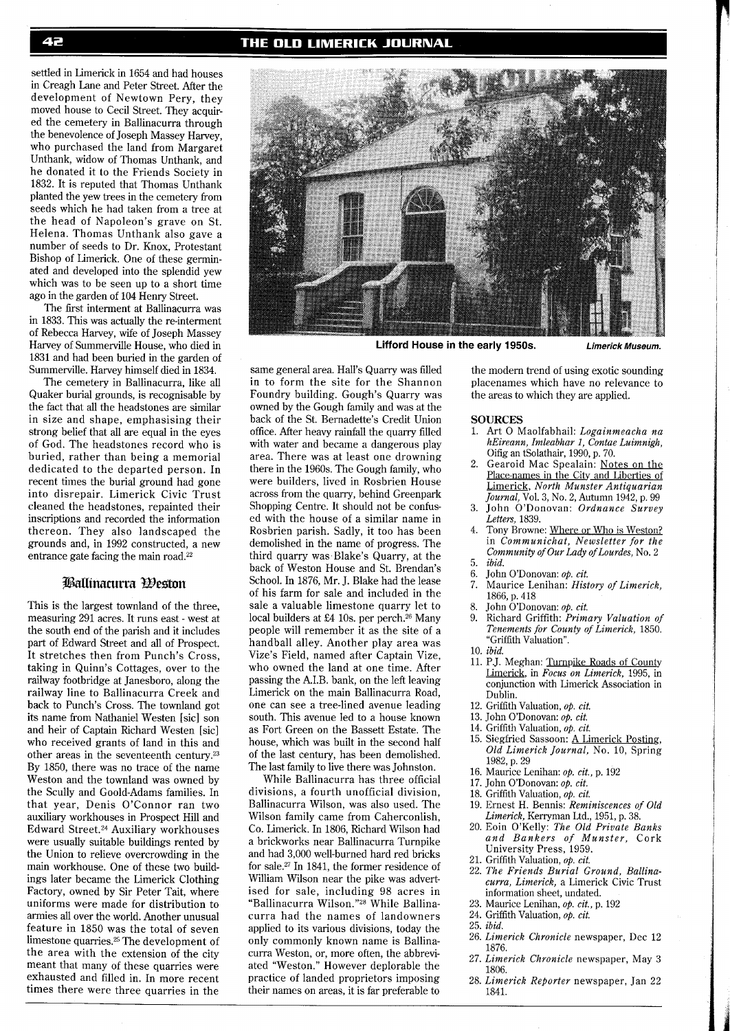settled in Limerick in 1654 and had houses in Creagh Lane and Peter Street. After the development of Newtown Pery, they moved house to Cecil Street. They acquired the cemetery in Ballinacurra through the benevolence of Joseph Massey Harvey, who purchased the land from Margaret Unthank, widow of Thomas Unthank, and he donated it to the Friends Society in 1832. It is reputed that Thomas Unthank planted the yew trees in the cemetery from seeds which he had taken from a tree at the head of Napoleon's grave on St. Helena. Thomas Unthank also gave a number of seeds to Dr. Knox, Protestant Bishop of Limerick. One of these germinated and developed into the splendid yew which was to be seen up to a short time ago in the garden of 104 Henry Street.

The first interment at Ballinacurra was in 1833. This was actually the re-interment of Rebecca Harvey, wife of Joseph Massey Harvey of Summerville House, who died in 1831 and had been buried in the garden of Summerville. Harvey himself died in 1834.

The cemetery in Ballinacurra, like all Quaker burial grounds, is recognisable by the fact that all the headstones are similar in size and shape, emphasising their strong belief that all are equal in the eyes of God. The headstones record who is buried, rather than being a memorial dedicated to the departed person. In recent times the burial ground had gone into disrepair. Limerick Civic Trust cleaned the headstones, repainted their inscriptions and recorded the information thereon. They also landscaped the grounds and, in 1992 constructed, a new entrance gate facing the main road.[22]

## Ballinacurra Weston

This is the largest townland of the three, measuring 291 acres. It runs east - west at the south end of the parish and it includes part of Edward Street and all of Prospect. It stretches then from Punch's Cross, taking in Quinn's Cottages, over to the railway footbridge at Janesboro, along the railway line to Ballinacurra Creek and back to Punch's Cross. The townland got its name from Nathaniel Westen [sic] son and heir of Captain Richard Westen [sic] who received grants of land in this and other areas in the seventeenth century.[23] By 1850, there was no trace of the name Weston and the townland was owned by the Scully and Goold-Adams families. In that year, Denis O'Connor ran two auxiliary workhouses in Prospect Hill and Edward Street.[24] Auxiliary workhouses were usually suitable buildings rented by the Union to relieve overcrowding in the main workhouse. One of these two buildings later became the Limerick Clothing Factory, owned by Sir Peter Tait, where uniforms were made for distribution to armies all over the world. Another unusual feature in 1850 was the total of seven limestone quarries.[25] The development of the area with the extension of the city meant that many of these quarries were exhausted and filled in. In more recent times there were three quarries in the same general area. Hall's Quarry was filled in to form the site for the Shannon Foundry building. Gough's Quarry was owned by the Gough family and was at the back of the St. Bernadette's Credit Union office. After heavy rainfall the quarry filled with water and became a dangerous play area. There was at least one drowning there in the 1960s. The Gough family, who were builders, lived in Rosbrien House across from the quarry, behind Greenpark Shopping Centre. It should not be confused with the house of a similar name in Rosbrien parish. Sadly, it too has been demolished in the name of progress. The third quarry was Blake's Quarry, at the back of Weston House and St. Brendan's School. In 1876, Mr. J. Blake had the lease of his farm for sale and included in the sale a valuable limestone quarry let to local builders at £4 10s. per perch.[26] Many people will remember it as the site of a handball alley. Another play area was Vize's Field, named after Captain Vize, who owned the land at one time. After passing the A.I.B. bank, on the left leaving Limerick on the main Ballinacurra Road, one can see a tree-lined avenue leading south. This avenue led to a house known as Fort Green on the Bassett Estate. The house, which was built in the second half of the last century, has been demolished. The last family to live there was Johnston.

Lifford House in the early 1950s. *Limerick Museum.*

While Ballinacurra has three official divisions, a fourth unofficial division, Ballinacurra Wilson, was also used. The Wilson family came from Caherconlish, Co. Limerick. In 1806, Richard Wilson had a brickworks near Ballinacurra Turnpike and had 3,000 well-burned hard red bricks for sale.[27] In 1841, the former residence of William Wilson near the pike was advertised for sale, including 98 acres in "Ballinacurra Wilson."[28] While Ballinacurra had the names of landowners applied to its various divisions, today the only commonly known name is Ballinacurra Weston, or, more often, the abbreviated "Weston." However deplorable the practice of landed proprietors imposing their names on areas, it is far preferable to the modern trend of using exotic sounding placenames which have no relevance to the areas to which they are applied.

### SOURCES

1. Art O Maolfabhail: *Logainmeacha na hEireann, Imleabhar 1, Contae Luimnigh*, Oifig an tSolathair, 1990, p. 70.
2. Gearoid Mac Spealain: Notes on the Place-names in the City and Liberties of Limerick, *North Munster Antiquarian Journal*, Vol. 3, No. 2, Autumn 1942, p. 99
3. John O'Donovan: *Ordnance Survey Letters*, 1839.
4. Tony Browne: Where or Who is Weston? in *Communichat, Newsletter for the Community of Our Lady of Lourdes*, No. 2
5. *ibid.*
6. John O'Donovan: *op. cit.*
7. Maurice Lenihan: *History of Limerick*, 1866, p. 418
8. John O'Donovan: *op. cit.*
9. Richard Griffith: *Primary Valuation of Tenements for County of Limerick*, 1850. "Griffith Valuation".
10. *ibid.*
11. P.J. Meghan: Turnpike Roads of County Limerick, in *Focus on Limerick*, 1995, in conjunction with Limerick Association in Dublin.
12. Griffith Valuation, *op. cit.*
13. John O'Donovan: *op. cit.*
14. Griffith Valuation, *op. cit.*
15. Siegfried Sassoon: A Limerick Posting, *Old Limerick Journal*, No. 10, Spring 1982, p. 29
16. Maurice Lenihan: *op. cit.*, p. 192
17. John O'Donovan: *op. cit.*
18. Griffith Valuation, *op. cit.*
19. Ernest H. Bennis: *Reminiscences of Old Limerick*, Kerryman Ltd., 1951, p. 38.
20. Eoin O'Kelly: *The Old Private Banks and Bankers of Munster*, Cork University Press, 1959.
21. Griffith Valuation, *op. cit.*
22. *The Friends Burial Ground, Ballinacurra, Limerick*, a Limerick Civic Trust information sheet, undated.
23. Maurice Lenihan, *op. cit.*, p. 192
24. Griffith Valuation, *op. cit.*
25. *ibid.*
26. *Limerick Chronicle* newspaper, Dec 12 1876.
27. *Limerick Chronicle* newspaper, May 3 1806.
28. *Limerick Reporter* newspaper, Jan 22 1841.